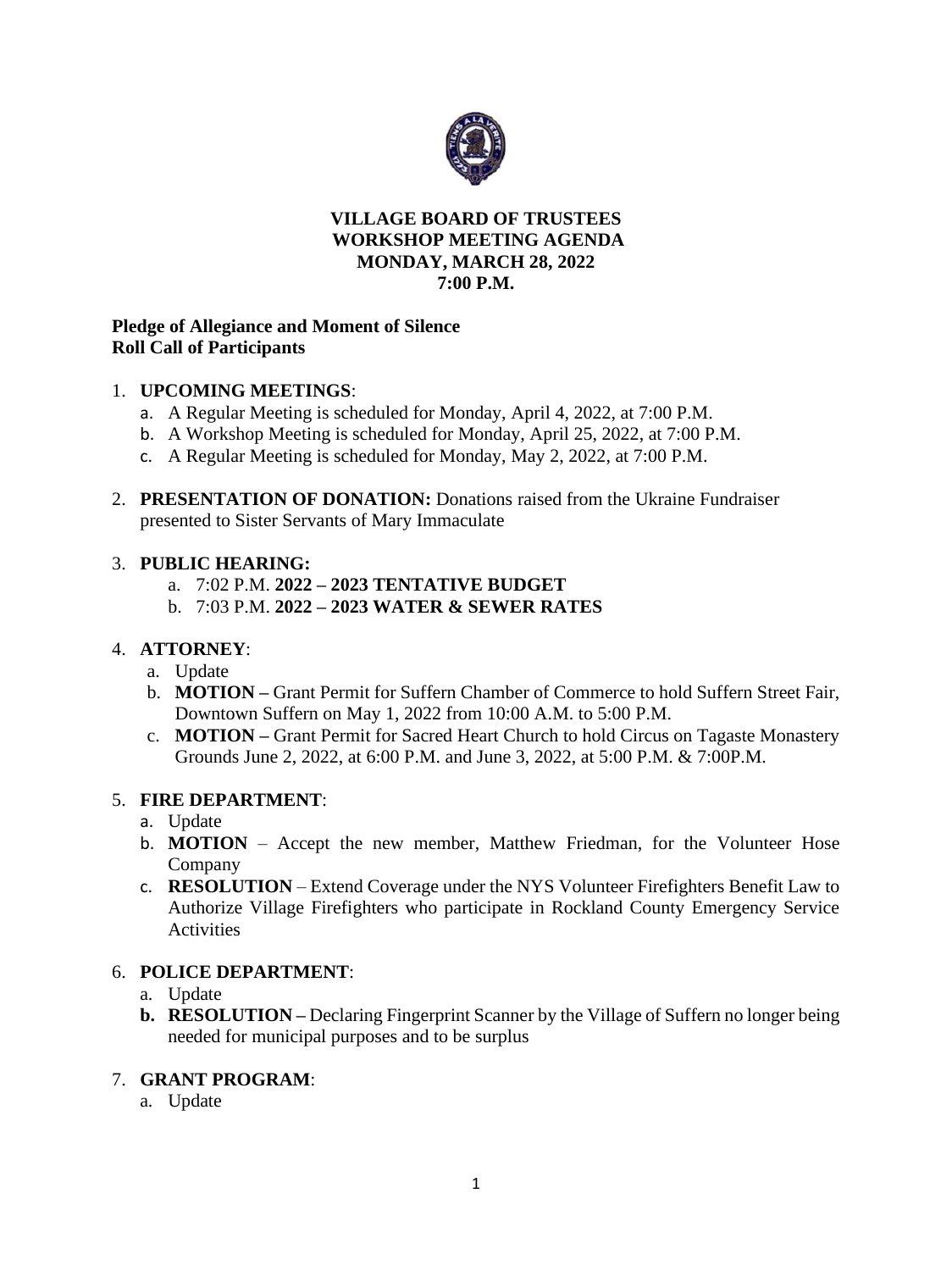**VILLAGE BOARD OF TRUSTEES**
**WORKSHOP MEETING AGENDA**
**MONDAY, MARCH 28, 2022**
**7:00 P.M.**

**Pledge of Allegiance and Moment of Silence**
**Roll Call of Participants**

1. **UPCOMING MEETINGS**:
   a. A Regular Meeting is scheduled for Monday, April 4, 2022, at 7:00 P.M.
   b. A Workshop Meeting is scheduled for Monday, April 25, 2022, at 7:00 P.M.
   c. A Regular Meeting is scheduled for Monday, May 2, 2022, at 7:00 P.M.

2. **PRESENTATION OF DONATION:** Donations raised from the Ukraine Fundraiser presented to Sister Servants of Mary Immaculate

3. **PUBLIC HEARING:**
   a. 7:02 P.M. **2022 – 2023 TENTATIVE BUDGET**
   b. 7:03 P.M. **2022 – 2023 WATER & SEWER RATES**

4. **ATTORNEY**:
   a. Update
   b. **MOTION –** Grant Permit for Suffern Chamber of Commerce to hold Suffern Street Fair, Downtown Suffern on May 1, 2022 from 10:00 A.M. to 5:00 P.M.
   c. **MOTION –** Grant Permit for Sacred Heart Church to hold Circus on Tagaste Monastery Grounds June 2, 2022, at 6:00 P.M. and June 3, 2022, at 5:00 P.M. & 7:00P.M.

5. **FIRE DEPARTMENT**:
   a. Update
   b. **MOTION** – Accept the new member, Matthew Friedman, for the Volunteer Hose Company
   c. **RESOLUTION** – Extend Coverage under the NYS Volunteer Firefighters Benefit Law to Authorize Village Firefighters who participate in Rockland County Emergency Service Activities

6. **POLICE DEPARTMENT**:
   a. Update
   b. **RESOLUTION –** Declaring Fingerprint Scanner by the Village of Suffern no longer being needed for municipal purposes and to be surplus

7. **GRANT PROGRAM**:
   a. Update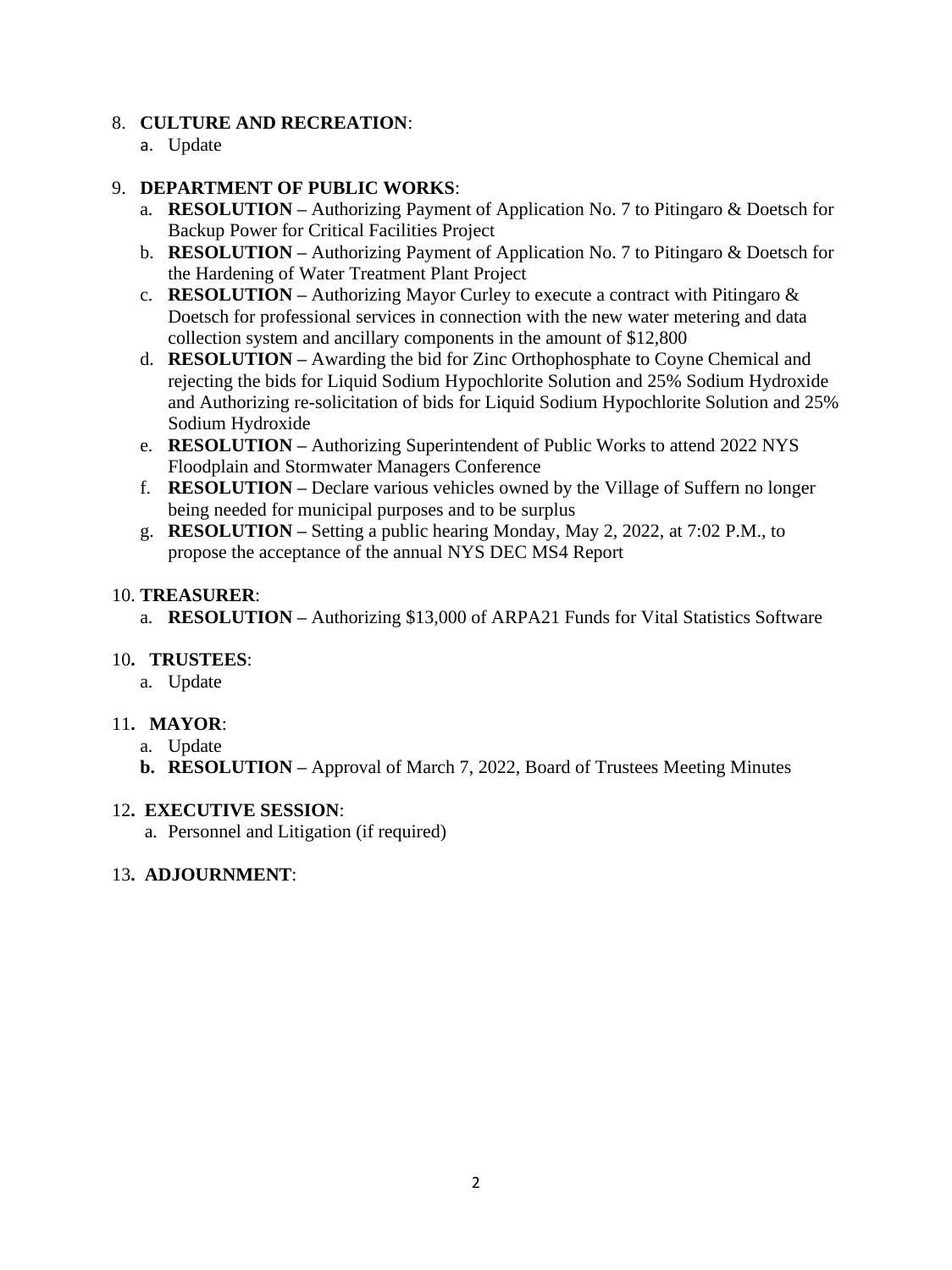8. **CULTURE AND RECREATION**:
   a. Update

9. **DEPARTMENT OF PUBLIC WORKS**:
   a. **RESOLUTION –** Authorizing Payment of Application No. 7 to Pitingaro & Doetsch for Backup Power for Critical Facilities Project
   b. **RESOLUTION –** Authorizing Payment of Application No. 7 to Pitingaro & Doetsch for the Hardening of Water Treatment Plant Project
   c. **RESOLUTION –** Authorizing Mayor Curley to execute a contract with Pitingaro & Doetsch for professional services in connection with the new water metering and data collection system and ancillary components in the amount of $12,800
   d. **RESOLUTION –** Awarding the bid for Zinc Orthophosphate to Coyne Chemical and rejecting the bids for Liquid Sodium Hypochlorite Solution and 25% Sodium Hydroxide and Authorizing re-solicitation of bids for Liquid Sodium Hypochlorite Solution and 25% Sodium Hydroxide
   e. **RESOLUTION –** Authorizing Superintendent of Public Works to attend 2022 NYS Floodplain and Stormwater Managers Conference
   f. **RESOLUTION –** Declare various vehicles owned by the Village of Suffern no longer being needed for municipal purposes and to be surplus
   g. **RESOLUTION –** Setting a public hearing Monday, May 2, 2022, at 7:02 P.M., to propose the acceptance of the annual NYS DEC MS4 Report

10. **TREASURER**:
    a. **RESOLUTION –** Authorizing $13,000 of ARPA21 Funds for Vital Statistics Software

10**. TRUSTEES**:
    a. Update

11**. MAYOR**:
    a. Update
    **b. RESOLUTION –** Approval of March 7, 2022, Board of Trustees Meeting Minutes

12**. EXECUTIVE SESSION**:
    a. Personnel and Litigation (if required)

13**. ADJOURNMENT**: